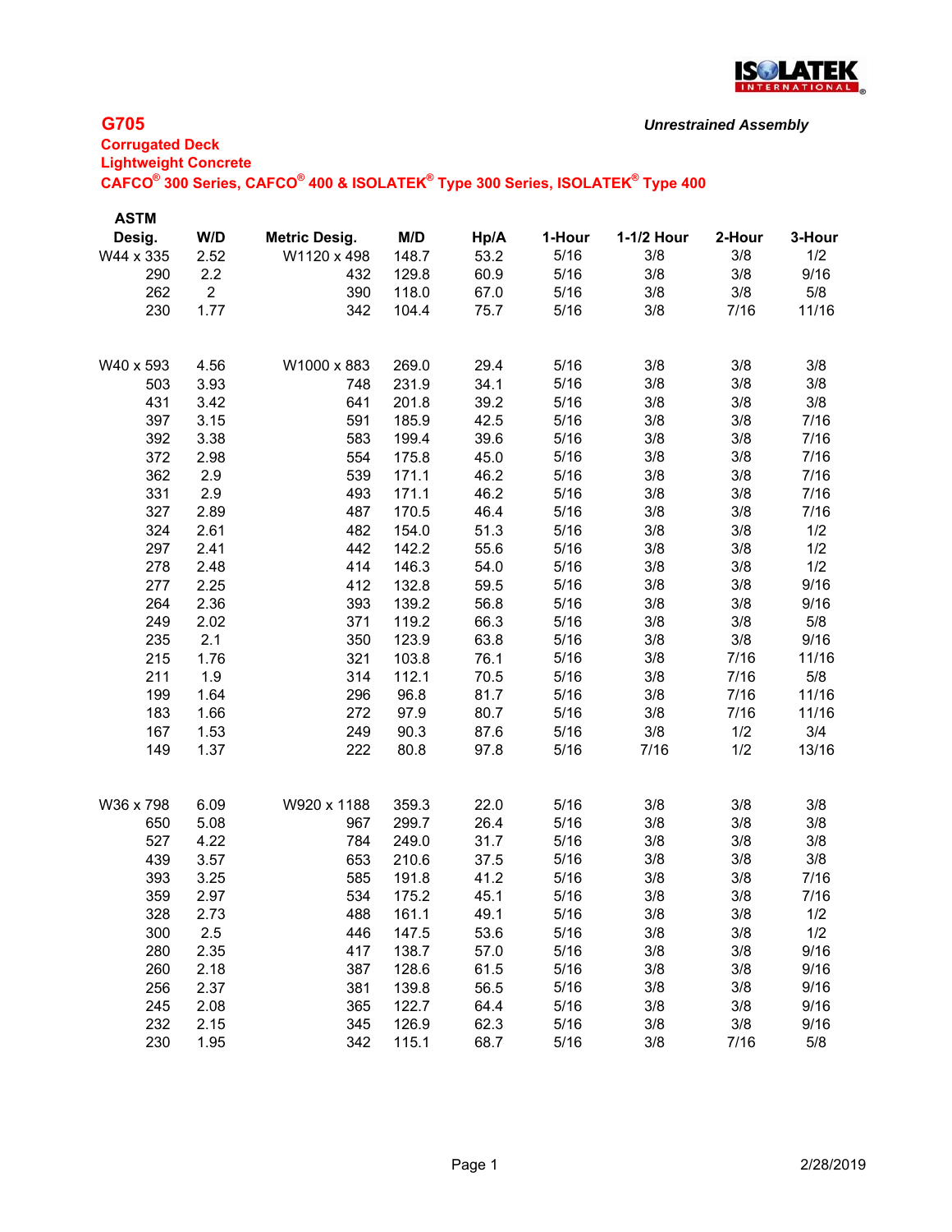## G705

*Unrestrained Assembly*

**Corrugated Deck**
**Lightweight Concrete**
**CAFCO® 300 Series, CAFCO® 400 & ISOLATEK® Type 300 Series, ISOLATEK® Type 400**

| ASTM Desig. | W/D | Metric Desig. | M/D | Hp/A | 1-Hour | 1-1/2 Hour | 2-Hour | 3-Hour |
|---|---|---|---|---|---|---|---|---|
| W44 x 335 | 2.52 | W1120 x 498 | 148.7 | 53.2 | 5/16 | 3/8 | 3/8 | 1/2 |
| 290 | 2.2 | 432 | 129.8 | 60.9 | 5/16 | 3/8 | 3/8 | 9/16 |
| 262 | 2 | 390 | 118.0 | 67.0 | 5/16 | 3/8 | 3/8 | 5/8 |
| 230 | 1.77 | 342 | 104.4 | 75.7 | 5/16 | 3/8 | 7/16 | 11/16 |
| | | | | | | | | |
| W40 x 593 | 4.56 | W1000 x 883 | 269.0 | 29.4 | 5/16 | 3/8 | 3/8 | 3/8 |
| 503 | 3.93 | 748 | 231.9 | 34.1 | 5/16 | 3/8 | 3/8 | 3/8 |
| 431 | 3.42 | 641 | 201.8 | 39.2 | 5/16 | 3/8 | 3/8 | 3/8 |
| 397 | 3.15 | 591 | 185.9 | 42.5 | 5/16 | 3/8 | 3/8 | 7/16 |
| 392 | 3.38 | 583 | 199.4 | 39.6 | 5/16 | 3/8 | 3/8 | 7/16 |
| 372 | 2.98 | 554 | 175.8 | 45.0 | 5/16 | 3/8 | 3/8 | 7/16 |
| 362 | 2.9 | 539 | 171.1 | 46.2 | 5/16 | 3/8 | 3/8 | 7/16 |
| 331 | 2.9 | 493 | 171.1 | 46.2 | 5/16 | 3/8 | 3/8 | 7/16 |
| 327 | 2.89 | 487 | 170.5 | 46.4 | 5/16 | 3/8 | 3/8 | 7/16 |
| 324 | 2.61 | 482 | 154.0 | 51.3 | 5/16 | 3/8 | 3/8 | 1/2 |
| 297 | 2.41 | 442 | 142.2 | 55.6 | 5/16 | 3/8 | 3/8 | 1/2 |
| 278 | 2.48 | 414 | 146.3 | 54.0 | 5/16 | 3/8 | 3/8 | 1/2 |
| 277 | 2.25 | 412 | 132.8 | 59.5 | 5/16 | 3/8 | 3/8 | 9/16 |
| 264 | 2.36 | 393 | 139.2 | 56.8 | 5/16 | 3/8 | 3/8 | 9/16 |
| 249 | 2.02 | 371 | 119.2 | 66.3 | 5/16 | 3/8 | 3/8 | 5/8 |
| 235 | 2.1 | 350 | 123.9 | 63.8 | 5/16 | 3/8 | 3/8 | 9/16 |
| 215 | 1.76 | 321 | 103.8 | 76.1 | 5/16 | 3/8 | 7/16 | 11/16 |
| 211 | 1.9 | 314 | 112.1 | 70.5 | 5/16 | 3/8 | 7/16 | 5/8 |
| 199 | 1.64 | 296 | 96.8 | 81.7 | 5/16 | 3/8 | 7/16 | 11/16 |
| 183 | 1.66 | 272 | 97.9 | 80.7 | 5/16 | 3/8 | 7/16 | 11/16 |
| 167 | 1.53 | 249 | 90.3 | 87.6 | 5/16 | 3/8 | 1/2 | 3/4 |
| 149 | 1.37 | 222 | 80.8 | 97.8 | 5/16 | 7/16 | 1/2 | 13/16 |
| | | | | | | | | |
| W36 x 798 | 6.09 | W920 x 1188 | 359.3 | 22.0 | 5/16 | 3/8 | 3/8 | 3/8 |
| 650 | 5.08 | 967 | 299.7 | 26.4 | 5/16 | 3/8 | 3/8 | 3/8 |
| 527 | 4.22 | 784 | 249.0 | 31.7 | 5/16 | 3/8 | 3/8 | 3/8 |
| 439 | 3.57 | 653 | 210.6 | 37.5 | 5/16 | 3/8 | 3/8 | 3/8 |
| 393 | 3.25 | 585 | 191.8 | 41.2 | 5/16 | 3/8 | 3/8 | 7/16 |
| 359 | 2.97 | 534 | 175.2 | 45.1 | 5/16 | 3/8 | 3/8 | 7/16 |
| 328 | 2.73 | 488 | 161.1 | 49.1 | 5/16 | 3/8 | 3/8 | 1/2 |
| 300 | 2.5 | 446 | 147.5 | 53.6 | 5/16 | 3/8 | 3/8 | 1/2 |
| 280 | 2.35 | 417 | 138.7 | 57.0 | 5/16 | 3/8 | 3/8 | 9/16 |
| 260 | 2.18 | 387 | 128.6 | 61.5 | 5/16 | 3/8 | 3/8 | 9/16 |
| 256 | 2.37 | 381 | 139.8 | 56.5 | 5/16 | 3/8 | 3/8 | 9/16 |
| 245 | 2.08 | 365 | 122.7 | 64.4 | 5/16 | 3/8 | 3/8 | 9/16 |
| 232 | 2.15 | 345 | 126.9 | 62.3 | 5/16 | 3/8 | 3/8 | 9/16 |
| 230 | 1.95 | 342 | 115.1 | 68.7 | 5/16 | 3/8 | 7/16 | 5/8 |

2/28/2019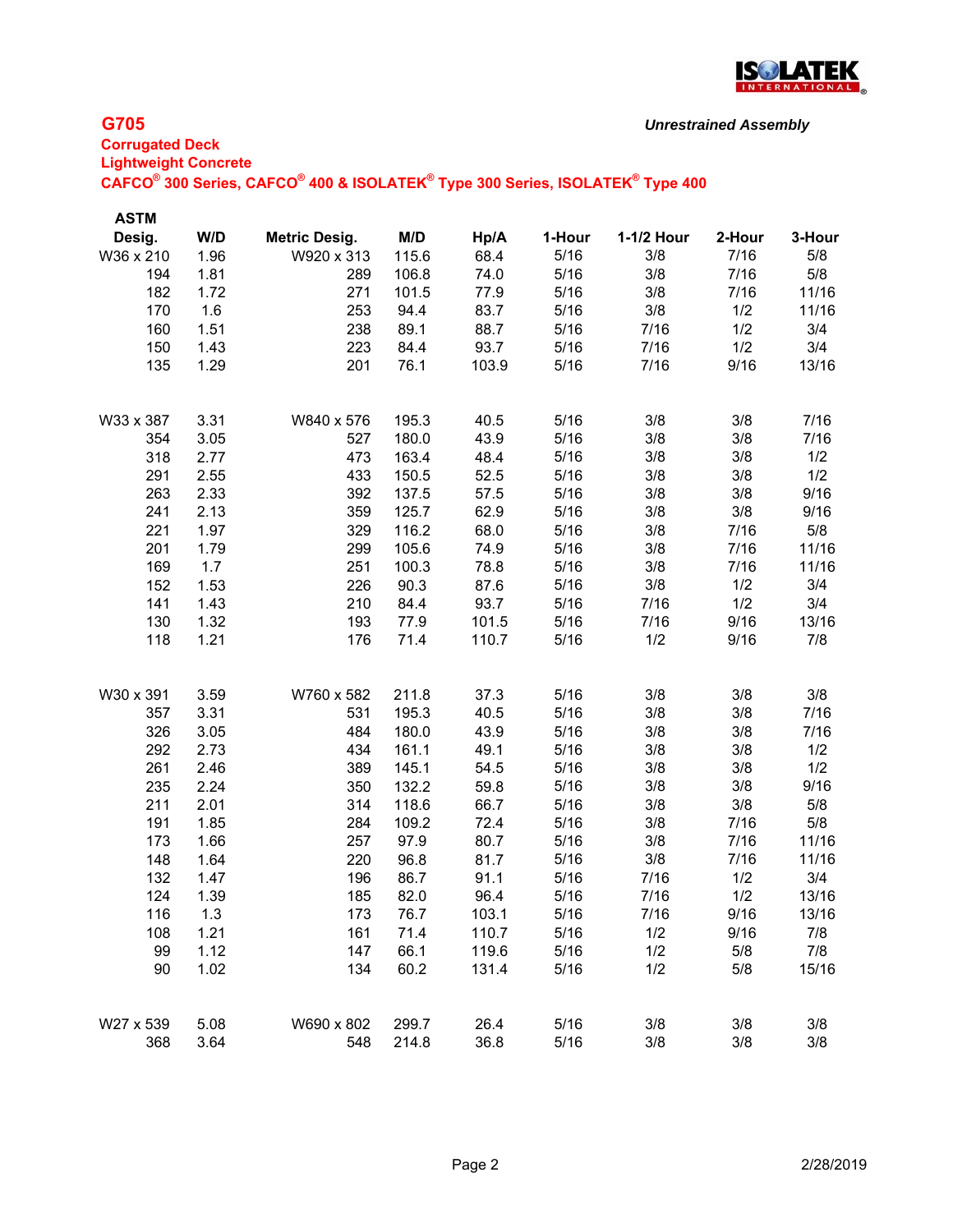## G705

***Unrestrained Assembly***

**Corrugated Deck**
**Lightweight Concrete**
**CAFCO® 300 Series, CAFCO® 400 & ISOLATEK® Type 300 Series, ISOLATEK® Type 400**

| ASTM Desig. | W/D | Metric Desig. | M/D | Hp/A | 1-Hour | 1-1/2 Hour | 2-Hour | 3-Hour |
|---|---|---|---|---|---|---|---|---|
| W36 x 210 | 1.96 | W920 x 313 | 115.6 | 68.4 | 5/16 | 3/8 | 7/16 | 5/8 |
| 194 | 1.81 | 289 | 106.8 | 74.0 | 5/16 | 3/8 | 7/16 | 5/8 |
| 182 | 1.72 | 271 | 101.5 | 77.9 | 5/16 | 3/8 | 7/16 | 11/16 |
| 170 | 1.6 | 253 | 94.4 | 83.7 | 5/16 | 3/8 | 1/2 | 11/16 |
| 160 | 1.51 | 238 | 89.1 | 88.7 | 5/16 | 7/16 | 1/2 | 3/4 |
| 150 | 1.43 | 223 | 84.4 | 93.7 | 5/16 | 7/16 | 1/2 | 3/4 |
| 135 | 1.29 | 201 | 76.1 | 103.9 | 5/16 | 7/16 | 9/16 | 13/16 |
| W33 x 387 | 3.31 | W840 x 576 | 195.3 | 40.5 | 5/16 | 3/8 | 3/8 | 7/16 |
| 354 | 3.05 | 527 | 180.0 | 43.9 | 5/16 | 3/8 | 3/8 | 7/16 |
| 318 | 2.77 | 473 | 163.4 | 48.4 | 5/16 | 3/8 | 3/8 | 1/2 |
| 291 | 2.55 | 433 | 150.5 | 52.5 | 5/16 | 3/8 | 3/8 | 1/2 |
| 263 | 2.33 | 392 | 137.5 | 57.5 | 5/16 | 3/8 | 3/8 | 9/16 |
| 241 | 2.13 | 359 | 125.7 | 62.9 | 5/16 | 3/8 | 3/8 | 9/16 |
| 221 | 1.97 | 329 | 116.2 | 68.0 | 5/16 | 3/8 | 7/16 | 5/8 |
| 201 | 1.79 | 299 | 105.6 | 74.9 | 5/16 | 3/8 | 7/16 | 11/16 |
| 169 | 1.7 | 251 | 100.3 | 78.8 | 5/16 | 3/8 | 7/16 | 11/16 |
| 152 | 1.53 | 226 | 90.3 | 87.6 | 5/16 | 3/8 | 1/2 | 3/4 |
| 141 | 1.43 | 210 | 84.4 | 93.7 | 5/16 | 7/16 | 1/2 | 3/4 |
| 130 | 1.32 | 193 | 77.9 | 101.5 | 5/16 | 7/16 | 9/16 | 13/16 |
| 118 | 1.21 | 176 | 71.4 | 110.7 | 5/16 | 1/2 | 9/16 | 7/8 |
| W30 x 391 | 3.59 | W760 x 582 | 211.8 | 37.3 | 5/16 | 3/8 | 3/8 | 3/8 |
| 357 | 3.31 | 531 | 195.3 | 40.5 | 5/16 | 3/8 | 3/8 | 7/16 |
| 326 | 3.05 | 484 | 180.0 | 43.9 | 5/16 | 3/8 | 3/8 | 7/16 |
| 292 | 2.73 | 434 | 161.1 | 49.1 | 5/16 | 3/8 | 3/8 | 1/2 |
| 261 | 2.46 | 389 | 145.1 | 54.5 | 5/16 | 3/8 | 3/8 | 1/2 |
| 235 | 2.24 | 350 | 132.2 | 59.8 | 5/16 | 3/8 | 3/8 | 9/16 |
| 211 | 2.01 | 314 | 118.6 | 66.7 | 5/16 | 3/8 | 3/8 | 5/8 |
| 191 | 1.85 | 284 | 109.2 | 72.4 | 5/16 | 3/8 | 7/16 | 5/8 |
| 173 | 1.66 | 257 | 97.9 | 80.7 | 5/16 | 3/8 | 7/16 | 11/16 |
| 148 | 1.64 | 220 | 96.8 | 81.7 | 5/16 | 3/8 | 7/16 | 11/16 |
| 132 | 1.47 | 196 | 86.7 | 91.1 | 5/16 | 7/16 | 1/2 | 3/4 |
| 124 | 1.39 | 185 | 82.0 | 96.4 | 5/16 | 7/16 | 1/2 | 13/16 |
| 116 | 1.3 | 173 | 76.7 | 103.1 | 5/16 | 7/16 | 9/16 | 13/16 |
| 108 | 1.21 | 161 | 71.4 | 110.7 | 5/16 | 1/2 | 9/16 | 7/8 |
| 99 | 1.12 | 147 | 66.1 | 119.6 | 5/16 | 1/2 | 5/8 | 7/8 |
| 90 | 1.02 | 134 | 60.2 | 131.4 | 5/16 | 1/2 | 5/8 | 15/16 |
| W27 x 539 | 5.08 | W690 x 802 | 299.7 | 26.4 | 5/16 | 3/8 | 3/8 | 3/8 |
| 368 | 3.64 | 548 | 214.8 | 36.8 | 5/16 | 3/8 | 3/8 | 3/8 |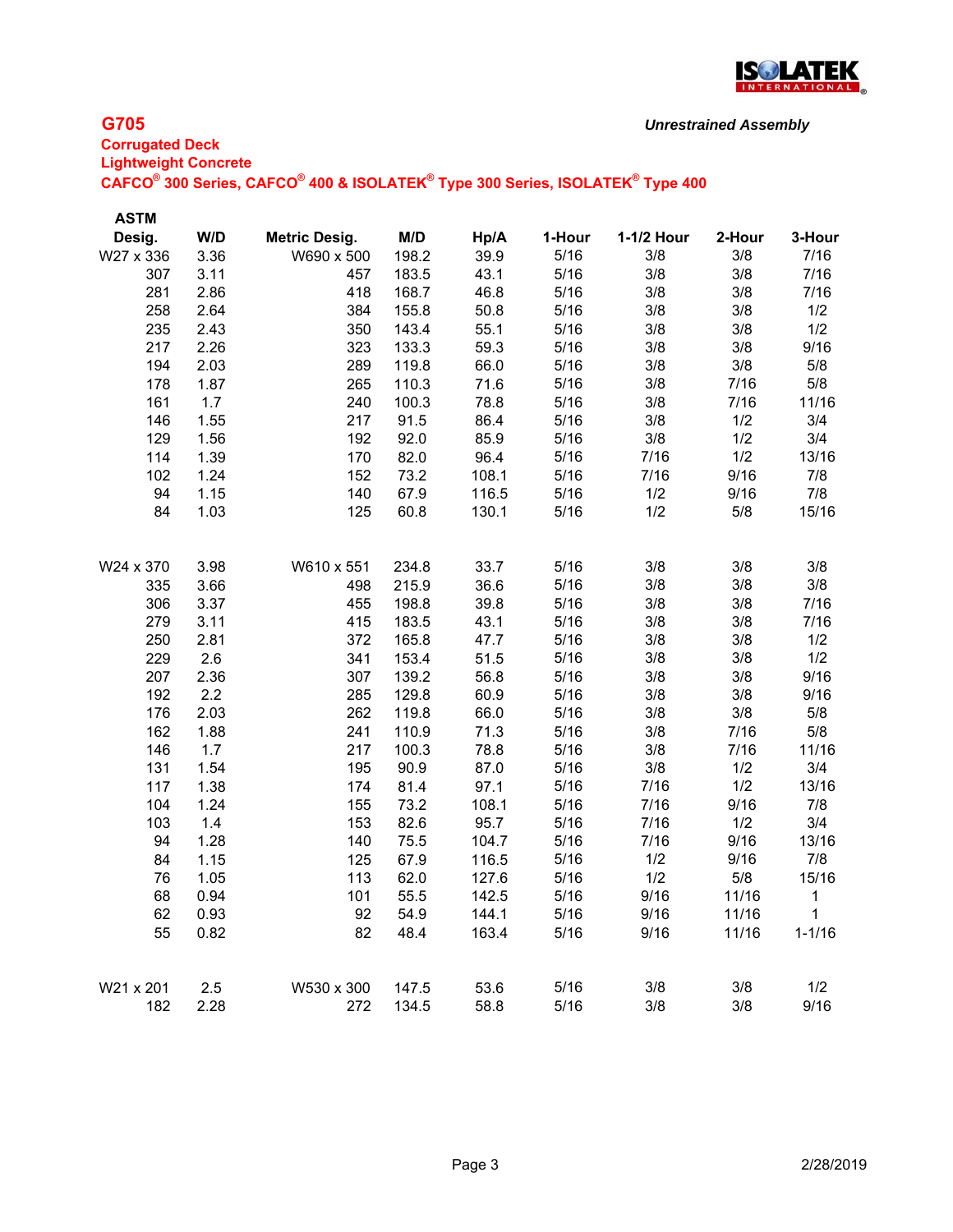# G705

*Unrestrained Assembly*

**Corrugated Deck**
**Lightweight Concrete**
**CAFCO® 300 Series, CAFCO® 400 & ISOLATEK® Type 300 Series, ISOLATEK® Type 400**

| ASTM Desig. | W/D | Metric Desig. | M/D | Hp/A | 1-Hour | 1-1/2 Hour | 2-Hour | 3-Hour |
|---|---|---|---|---|---|---|---|---|
| W27 x 336 | 3.36 | W690 x 500 | 198.2 | 39.9 | 5/16 | 3/8 | 3/8 | 7/16 |
| 307 | 3.11 | 457 | 183.5 | 43.1 | 5/16 | 3/8 | 3/8 | 7/16 |
| 281 | 2.86 | 418 | 168.7 | 46.8 | 5/16 | 3/8 | 3/8 | 7/16 |
| 258 | 2.64 | 384 | 155.8 | 50.8 | 5/16 | 3/8 | 3/8 | 1/2 |
| 235 | 2.43 | 350 | 143.4 | 55.1 | 5/16 | 3/8 | 3/8 | 1/2 |
| 217 | 2.26 | 323 | 133.3 | 59.3 | 5/16 | 3/8 | 3/8 | 9/16 |
| 194 | 2.03 | 289 | 119.8 | 66.0 | 5/16 | 3/8 | 3/8 | 5/8 |
| 178 | 1.87 | 265 | 110.3 | 71.6 | 5/16 | 3/8 | 7/16 | 5/8 |
| 161 | 1.7 | 240 | 100.3 | 78.8 | 5/16 | 3/8 | 7/16 | 11/16 |
| 146 | 1.55 | 217 | 91.5 | 86.4 | 5/16 | 3/8 | 1/2 | 3/4 |
| 129 | 1.56 | 192 | 92.0 | 85.9 | 5/16 | 3/8 | 1/2 | 3/4 |
| 114 | 1.39 | 170 | 82.0 | 96.4 | 5/16 | 7/16 | 1/2 | 13/16 |
| 102 | 1.24 | 152 | 73.2 | 108.1 | 5/16 | 7/16 | 9/16 | 7/8 |
| 94 | 1.15 | 140 | 67.9 | 116.5 | 5/16 | 1/2 | 9/16 | 7/8 |
| 84 | 1.03 | 125 | 60.8 | 130.1 | 5/16 | 1/2 | 5/8 | 15/16 |
| | | | | | | | | |
| W24 x 370 | 3.98 | W610 x 551 | 234.8 | 33.7 | 5/16 | 3/8 | 3/8 | 3/8 |
| 335 | 3.66 | 498 | 215.9 | 36.6 | 5/16 | 3/8 | 3/8 | 3/8 |
| 306 | 3.37 | 455 | 198.8 | 39.8 | 5/16 | 3/8 | 3/8 | 7/16 |
| 279 | 3.11 | 415 | 183.5 | 43.1 | 5/16 | 3/8 | 3/8 | 7/16 |
| 250 | 2.81 | 372 | 165.8 | 47.7 | 5/16 | 3/8 | 3/8 | 1/2 |
| 229 | 2.6 | 341 | 153.4 | 51.5 | 5/16 | 3/8 | 3/8 | 1/2 |
| 207 | 2.36 | 307 | 139.2 | 56.8 | 5/16 | 3/8 | 3/8 | 9/16 |
| 192 | 2.2 | 285 | 129.8 | 60.9 | 5/16 | 3/8 | 3/8 | 9/16 |
| 176 | 2.03 | 262 | 119.8 | 66.0 | 5/16 | 3/8 | 3/8 | 5/8 |
| 162 | 1.88 | 241 | 110.9 | 71.3 | 5/16 | 3/8 | 7/16 | 5/8 |
| 146 | 1.7 | 217 | 100.3 | 78.8 | 5/16 | 3/8 | 7/16 | 11/16 |
| 131 | 1.54 | 195 | 90.9 | 87.0 | 5/16 | 3/8 | 1/2 | 3/4 |
| 117 | 1.38 | 174 | 81.4 | 97.1 | 5/16 | 7/16 | 1/2 | 13/16 |
| 104 | 1.24 | 155 | 73.2 | 108.1 | 5/16 | 7/16 | 9/16 | 7/8 |
| 103 | 1.4 | 153 | 82.6 | 95.7 | 5/16 | 7/16 | 1/2 | 3/4 |
| 94 | 1.28 | 140 | 75.5 | 104.7 | 5/16 | 7/16 | 9/16 | 13/16 |
| 84 | 1.15 | 125 | 67.9 | 116.5 | 5/16 | 1/2 | 9/16 | 7/8 |
| 76 | 1.05 | 113 | 62.0 | 127.6 | 5/16 | 1/2 | 5/8 | 15/16 |
| 68 | 0.94 | 101 | 55.5 | 142.5 | 5/16 | 9/16 | 11/16 | 1 |
| 62 | 0.93 | 92 | 54.9 | 144.1 | 5/16 | 9/16 | 11/16 | 1 |
| 55 | 0.82 | 82 | 48.4 | 163.4 | 5/16 | 9/16 | 11/16 | 1-1/16 |
| | | | | | | | | |
| W21 x 201 | 2.5 | W530 x 300 | 147.5 | 53.6 | 5/16 | 3/8 | 3/8 | 1/2 |
| 182 | 2.28 | 272 | 134.5 | 58.8 | 5/16 | 3/8 | 3/8 | 9/16 |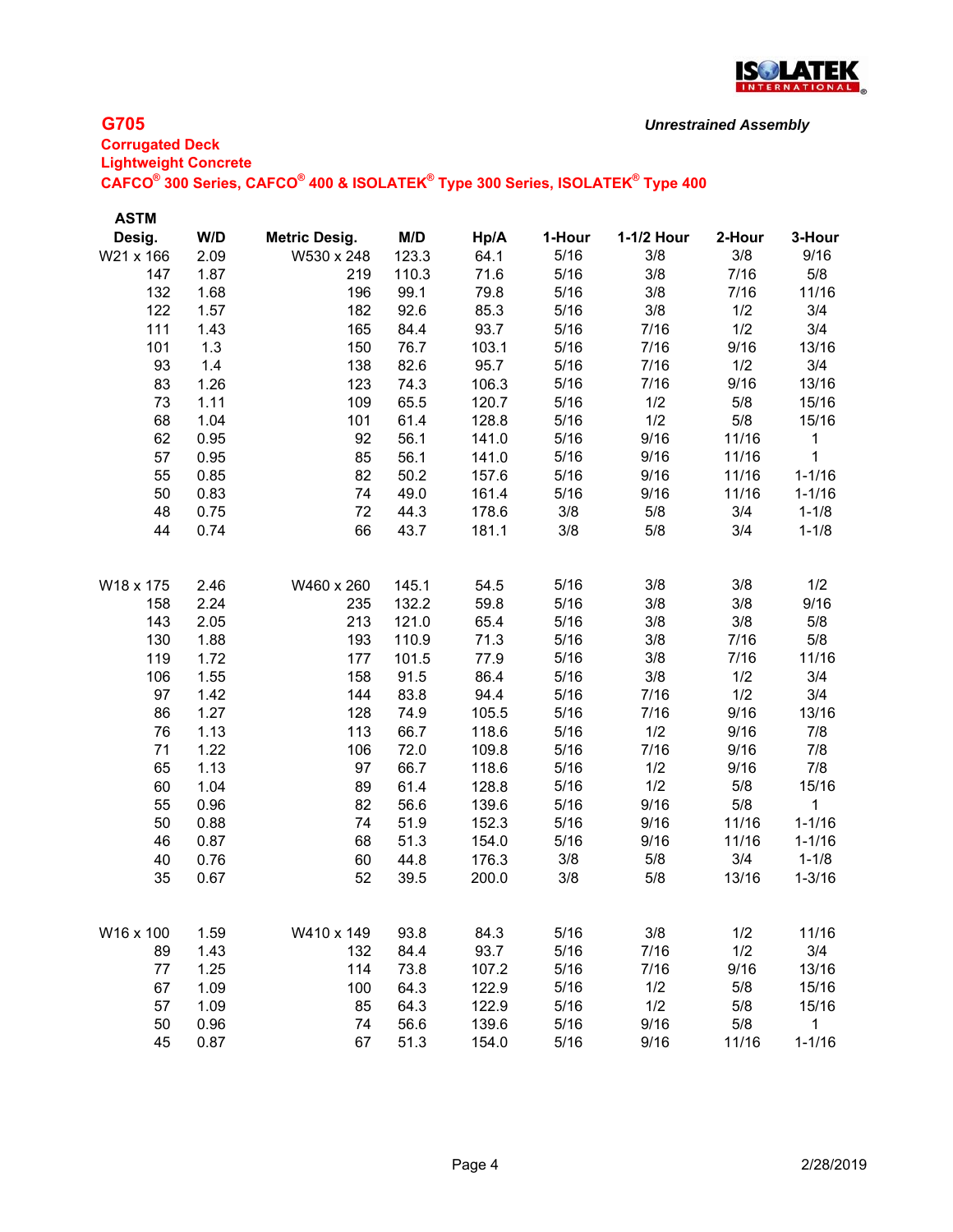**G705**

*Unrestrained Assembly*

**Corrugated Deck**
**Lightweight Concrete**
**CAFCO® 300 Series, CAFCO® 400 & ISOLATEK® Type 300 Series, ISOLATEK® Type 400**

| ASTM Desig. | W/D | Metric Desig. | M/D | Hp/A | 1-Hour | 1-1/2 Hour | 2-Hour | 3-Hour |
|---|---|---|---|---|---|---|---|---|
| W21 x 166 | 2.09 | W530 x 248 | 123.3 | 64.1 | 5/16 | 3/8 | 3/8 | 9/16 |
| 147 | 1.87 | 219 | 110.3 | 71.6 | 5/16 | 3/8 | 7/16 | 5/8 |
| 132 | 1.68 | 196 | 99.1 | 79.8 | 5/16 | 3/8 | 7/16 | 11/16 |
| 122 | 1.57 | 182 | 92.6 | 85.3 | 5/16 | 3/8 | 1/2 | 3/4 |
| 111 | 1.43 | 165 | 84.4 | 93.7 | 5/16 | 7/16 | 1/2 | 3/4 |
| 101 | 1.3 | 150 | 76.7 | 103.1 | 5/16 | 7/16 | 9/16 | 13/16 |
| 93 | 1.4 | 138 | 82.6 | 95.7 | 5/16 | 7/16 | 1/2 | 3/4 |
| 83 | 1.26 | 123 | 74.3 | 106.3 | 5/16 | 7/16 | 9/16 | 13/16 |
| 73 | 1.11 | 109 | 65.5 | 120.7 | 5/16 | 1/2 | 5/8 | 15/16 |
| 68 | 1.04 | 101 | 61.4 | 128.8 | 5/16 | 1/2 | 5/8 | 15/16 |
| 62 | 0.95 | 92 | 56.1 | 141.0 | 5/16 | 9/16 | 11/16 | 1 |
| 57 | 0.95 | 85 | 56.1 | 141.0 | 5/16 | 9/16 | 11/16 | 1 |
| 55 | 0.85 | 82 | 50.2 | 157.6 | 5/16 | 9/16 | 11/16 | 1-1/16 |
| 50 | 0.83 | 74 | 49.0 | 161.4 | 5/16 | 9/16 | 11/16 | 1-1/16 |
| 48 | 0.75 | 72 | 44.3 | 178.6 | 3/8 | 5/8 | 3/4 | 1-1/8 |
| 44 | 0.74 | 66 | 43.7 | 181.1 | 3/8 | 5/8 | 3/4 | 1-1/8 |
| W18 x 175 | 2.46 | W460 x 260 | 145.1 | 54.5 | 5/16 | 3/8 | 3/8 | 1/2 |
| 158 | 2.24 | 235 | 132.2 | 59.8 | 5/16 | 3/8 | 3/8 | 9/16 |
| 143 | 2.05 | 213 | 121.0 | 65.4 | 5/16 | 3/8 | 3/8 | 5/8 |
| 130 | 1.88 | 193 | 110.9 | 71.3 | 5/16 | 3/8 | 7/16 | 5/8 |
| 119 | 1.72 | 177 | 101.5 | 77.9 | 5/16 | 3/8 | 7/16 | 11/16 |
| 106 | 1.55 | 158 | 91.5 | 86.4 | 5/16 | 3/8 | 1/2 | 3/4 |
| 97 | 1.42 | 144 | 83.8 | 94.4 | 5/16 | 7/16 | 1/2 | 3/4 |
| 86 | 1.27 | 128 | 74.9 | 105.5 | 5/16 | 7/16 | 9/16 | 13/16 |
| 76 | 1.13 | 113 | 66.7 | 118.6 | 5/16 | 1/2 | 9/16 | 7/8 |
| 71 | 1.22 | 106 | 72.0 | 109.8 | 5/16 | 7/16 | 9/16 | 7/8 |
| 65 | 1.13 | 97 | 66.7 | 118.6 | 5/16 | 1/2 | 9/16 | 7/8 |
| 60 | 1.04 | 89 | 61.4 | 128.8 | 5/16 | 1/2 | 5/8 | 15/16 |
| 55 | 0.96 | 82 | 56.6 | 139.6 | 5/16 | 9/16 | 5/8 | 1 |
| 50 | 0.88 | 74 | 51.9 | 152.3 | 5/16 | 9/16 | 11/16 | 1-1/16 |
| 46 | 0.87 | 68 | 51.3 | 154.0 | 5/16 | 9/16 | 11/16 | 1-1/16 |
| 40 | 0.76 | 60 | 44.8 | 176.3 | 3/8 | 5/8 | 3/4 | 1-1/8 |
| 35 | 0.67 | 52 | 39.5 | 200.0 | 3/8 | 5/8 | 13/16 | 1-3/16 |
| W16 x 100 | 1.59 | W410 x 149 | 93.8 | 84.3 | 5/16 | 3/8 | 1/2 | 11/16 |
| 89 | 1.43 | 132 | 84.4 | 93.7 | 5/16 | 7/16 | 1/2 | 3/4 |
| 77 | 1.25 | 114 | 73.8 | 107.2 | 5/16 | 7/16 | 9/16 | 13/16 |
| 67 | 1.09 | 100 | 64.3 | 122.9 | 5/16 | 1/2 | 5/8 | 15/16 |
| 57 | 1.09 | 85 | 64.3 | 122.9 | 5/16 | 1/2 | 5/8 | 15/16 |
| 50 | 0.96 | 74 | 56.6 | 139.6 | 5/16 | 9/16 | 5/8 | 1 |
| 45 | 0.87 | 67 | 51.3 | 154.0 | 5/16 | 9/16 | 11/16 | 1-1/16 |

2/28/2019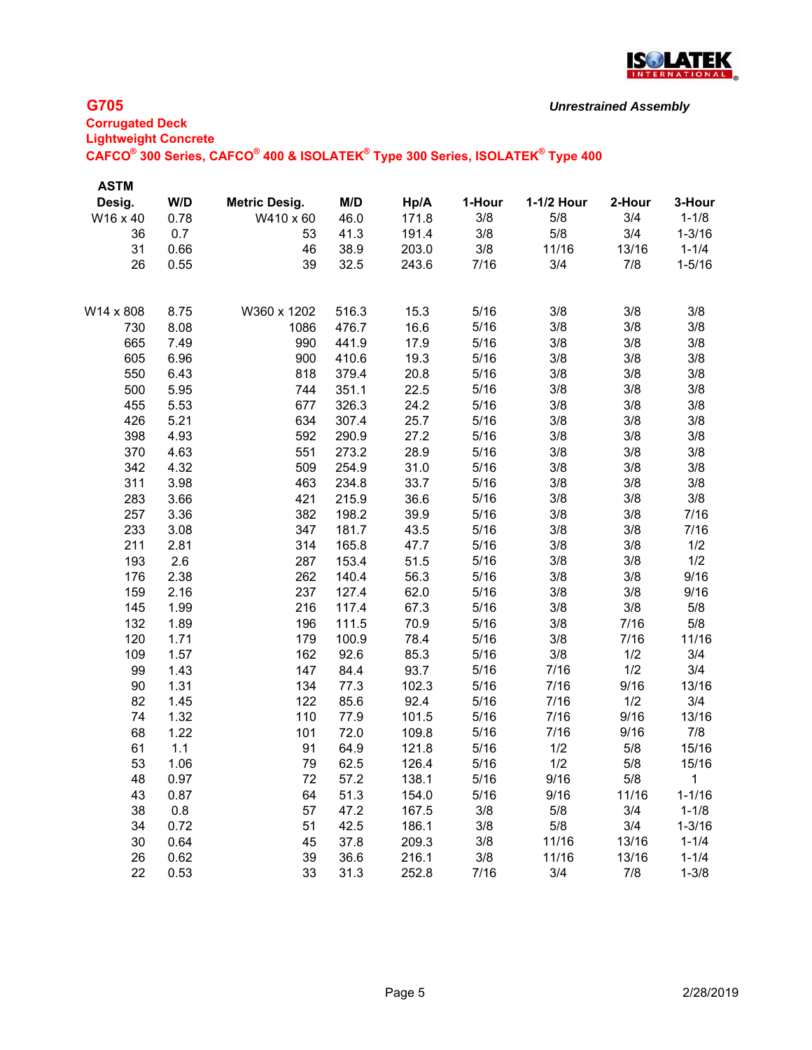ISOLATEK INTERNATIONAL

## G705

*Unrestrained Assembly*

**Corrugated Deck**
**Lightweight Concrete**
**CAFCO® 300 Series, CAFCO® 400 & ISOLATEK® Type 300 Series, ISOLATEK® Type 400**

| ASTM Desig. | W/D | Metric Desig. | M/D | Hp/A | 1-Hour | 1-1/2 Hour | 2-Hour | 3-Hour |
|---|---|---|---|---|---|---|---|---|
| W16 x 40 | 0.78 | W410 x 60 | 46.0 | 171.8 | 3/8 | 5/8 | 3/4 | 1-1/8 |
| 36 | 0.7 | 53 | 41.3 | 191.4 | 3/8 | 5/8 | 3/4 | 1-3/16 |
| 31 | 0.66 | 46 | 38.9 | 203.0 | 3/8 | 11/16 | 13/16 | 1-1/4 |
| 26 | 0.55 | 39 | 32.5 | 243.6 | 7/16 | 3/4 | 7/8 | 1-5/16 |
| | | | | | | | | |
| W14 x 808 | 8.75 | W360 x 1202 | 516.3 | 15.3 | 5/16 | 3/8 | 3/8 | 3/8 |
| 730 | 8.08 | 1086 | 476.7 | 16.6 | 5/16 | 3/8 | 3/8 | 3/8 |
| 665 | 7.49 | 990 | 441.9 | 17.9 | 5/16 | 3/8 | 3/8 | 3/8 |
| 605 | 6.96 | 900 | 410.6 | 19.3 | 5/16 | 3/8 | 3/8 | 3/8 |
| 550 | 6.43 | 818 | 379.4 | 20.8 | 5/16 | 3/8 | 3/8 | 3/8 |
| 500 | 5.95 | 744 | 351.1 | 22.5 | 5/16 | 3/8 | 3/8 | 3/8 |
| 455 | 5.53 | 677 | 326.3 | 24.2 | 5/16 | 3/8 | 3/8 | 3/8 |
| 426 | 5.21 | 634 | 307.4 | 25.7 | 5/16 | 3/8 | 3/8 | 3/8 |
| 398 | 4.93 | 592 | 290.9 | 27.2 | 5/16 | 3/8 | 3/8 | 3/8 |
| 370 | 4.63 | 551 | 273.2 | 28.9 | 5/16 | 3/8 | 3/8 | 3/8 |
| 342 | 4.32 | 509 | 254.9 | 31.0 | 5/16 | 3/8 | 3/8 | 3/8 |
| 311 | 3.98 | 463 | 234.8 | 33.7 | 5/16 | 3/8 | 3/8 | 3/8 |
| 283 | 3.66 | 421 | 215.9 | 36.6 | 5/16 | 3/8 | 3/8 | 3/8 |
| 257 | 3.36 | 382 | 198.2 | 39.9 | 5/16 | 3/8 | 3/8 | 7/16 |
| 233 | 3.08 | 347 | 181.7 | 43.5 | 5/16 | 3/8 | 3/8 | 7/16 |
| 211 | 2.81 | 314 | 165.8 | 47.7 | 5/16 | 3/8 | 3/8 | 1/2 |
| 193 | 2.6 | 287 | 153.4 | 51.5 | 5/16 | 3/8 | 3/8 | 1/2 |
| 176 | 2.38 | 262 | 140.4 | 56.3 | 5/16 | 3/8 | 3/8 | 9/16 |
| 159 | 2.16 | 237 | 127.4 | 62.0 | 5/16 | 3/8 | 3/8 | 9/16 |
| 145 | 1.99 | 216 | 117.4 | 67.3 | 5/16 | 3/8 | 3/8 | 5/8 |
| 132 | 1.89 | 196 | 111.5 | 70.9 | 5/16 | 3/8 | 7/16 | 5/8 |
| 120 | 1.71 | 179 | 100.9 | 78.4 | 5/16 | 3/8 | 7/16 | 11/16 |
| 109 | 1.57 | 162 | 92.6 | 85.3 | 5/16 | 3/8 | 1/2 | 3/4 |
| 99 | 1.43 | 147 | 84.4 | 93.7 | 5/16 | 7/16 | 1/2 | 3/4 |
| 90 | 1.31 | 134 | 77.3 | 102.3 | 5/16 | 7/16 | 9/16 | 13/16 |
| 82 | 1.45 | 122 | 85.6 | 92.4 | 5/16 | 7/16 | 1/2 | 3/4 |
| 74 | 1.32 | 110 | 77.9 | 101.5 | 5/16 | 7/16 | 9/16 | 13/16 |
| 68 | 1.22 | 101 | 72.0 | 109.8 | 5/16 | 7/16 | 9/16 | 7/8 |
| 61 | 1.1 | 91 | 64.9 | 121.8 | 5/16 | 1/2 | 5/8 | 15/16 |
| 53 | 1.06 | 79 | 62.5 | 126.4 | 5/16 | 1/2 | 5/8 | 15/16 |
| 48 | 0.97 | 72 | 57.2 | 138.1 | 5/16 | 9/16 | 5/8 | 1 |
| 43 | 0.87 | 64 | 51.3 | 154.0 | 5/16 | 9/16 | 11/16 | 1-1/16 |
| 38 | 0.8 | 57 | 47.2 | 167.5 | 3/8 | 5/8 | 3/4 | 1-1/8 |
| 34 | 0.72 | 51 | 42.5 | 186.1 | 3/8 | 5/8 | 3/4 | 1-3/16 |
| 30 | 0.64 | 45 | 37.8 | 209.3 | 3/8 | 11/16 | 13/16 | 1-1/4 |
| 26 | 0.62 | 39 | 36.6 | 216.1 | 3/8 | 11/16 | 13/16 | 1-1/4 |
| 22 | 0.53 | 33 | 31.3 | 252.8 | 7/16 | 3/4 | 7/8 | 1-3/8 |

2/28/2019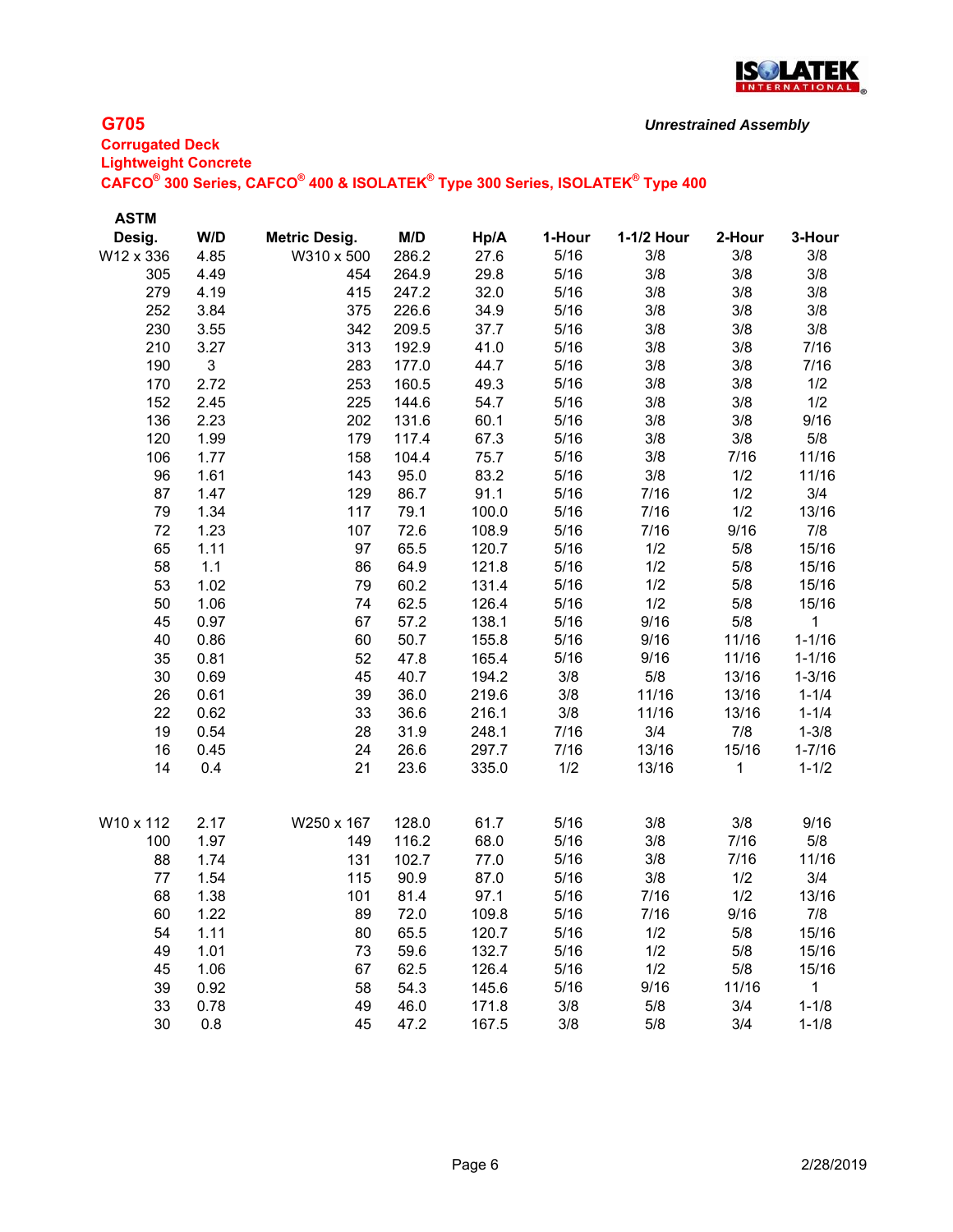## G705

*Unrestrained Assembly*

**Corrugated Deck**
**Lightweight Concrete**
**CAFCO® 300 Series, CAFCO® 400 & ISOLATEK® Type 300 Series, ISOLATEK® Type 400**

| ASTM Desig. | W/D | Metric Desig. | M/D | Hp/A | 1-Hour | 1-1/2 Hour | 2-Hour | 3-Hour |
|---|---|---|---|---|---|---|---|---|
| W12 x 336 | 4.85 | W310 x 500 | 286.2 | 27.6 | 5/16 | 3/8 | 3/8 | 3/8 |
| 305 | 4.49 | 454 | 264.9 | 29.8 | 5/16 | 3/8 | 3/8 | 3/8 |
| 279 | 4.19 | 415 | 247.2 | 32.0 | 5/16 | 3/8 | 3/8 | 3/8 |
| 252 | 3.84 | 375 | 226.6 | 34.9 | 5/16 | 3/8 | 3/8 | 3/8 |
| 230 | 3.55 | 342 | 209.5 | 37.7 | 5/16 | 3/8 | 3/8 | 3/8 |
| 210 | 3.27 | 313 | 192.9 | 41.0 | 5/16 | 3/8 | 3/8 | 7/16 |
| 190 | 3 | 283 | 177.0 | 44.7 | 5/16 | 3/8 | 3/8 | 7/16 |
| 170 | 2.72 | 253 | 160.5 | 49.3 | 5/16 | 3/8 | 3/8 | 1/2 |
| 152 | 2.45 | 225 | 144.6 | 54.7 | 5/16 | 3/8 | 3/8 | 1/2 |
| 136 | 2.23 | 202 | 131.6 | 60.1 | 5/16 | 3/8 | 3/8 | 9/16 |
| 120 | 1.99 | 179 | 117.4 | 67.3 | 5/16 | 3/8 | 3/8 | 5/8 |
| 106 | 1.77 | 158 | 104.4 | 75.7 | 5/16 | 3/8 | 7/16 | 11/16 |
| 96 | 1.61 | 143 | 95.0 | 83.2 | 5/16 | 3/8 | 1/2 | 11/16 |
| 87 | 1.47 | 129 | 86.7 | 91.1 | 5/16 | 7/16 | 1/2 | 3/4 |
| 79 | 1.34 | 117 | 79.1 | 100.0 | 5/16 | 7/16 | 1/2 | 13/16 |
| 72 | 1.23 | 107 | 72.6 | 108.9 | 5/16 | 7/16 | 9/16 | 7/8 |
| 65 | 1.11 | 97 | 65.5 | 120.7 | 5/16 | 1/2 | 5/8 | 15/16 |
| 58 | 1.1 | 86 | 64.9 | 121.8 | 5/16 | 1/2 | 5/8 | 15/16 |
| 53 | 1.02 | 79 | 60.2 | 131.4 | 5/16 | 1/2 | 5/8 | 15/16 |
| 50 | 1.06 | 74 | 62.5 | 126.4 | 5/16 | 1/2 | 5/8 | 15/16 |
| 45 | 0.97 | 67 | 57.2 | 138.1 | 5/16 | 9/16 | 5/8 | 1 |
| 40 | 0.86 | 60 | 50.7 | 155.8 | 5/16 | 9/16 | 11/16 | 1-1/16 |
| 35 | 0.81 | 52 | 47.8 | 165.4 | 5/16 | 9/16 | 11/16 | 1-1/16 |
| 30 | 0.69 | 45 | 40.7 | 194.2 | 3/8 | 5/8 | 13/16 | 1-3/16 |
| 26 | 0.61 | 39 | 36.0 | 219.6 | 3/8 | 11/16 | 13/16 | 1-1/4 |
| 22 | 0.62 | 33 | 36.6 | 216.1 | 3/8 | 11/16 | 13/16 | 1-1/4 |
| 19 | 0.54 | 28 | 31.9 | 248.1 | 7/16 | 3/4 | 7/8 | 1-3/8 |
| 16 | 0.45 | 24 | 26.6 | 297.7 | 7/16 | 13/16 | 15/16 | 1-7/16 |
| 14 | 0.4 | 21 | 23.6 | 335.0 | 1/2 | 13/16 | 1 | 1-1/2 |
| | | | | | | | | |
| W10 x 112 | 2.17 | W250 x 167 | 128.0 | 61.7 | 5/16 | 3/8 | 3/8 | 9/16 |
| 100 | 1.97 | 149 | 116.2 | 68.0 | 5/16 | 3/8 | 7/16 | 5/8 |
| 88 | 1.74 | 131 | 102.7 | 77.0 | 5/16 | 3/8 | 7/16 | 11/16 |
| 77 | 1.54 | 115 | 90.9 | 87.0 | 5/16 | 3/8 | 1/2 | 3/4 |
| 68 | 1.38 | 101 | 81.4 | 97.1 | 5/16 | 7/16 | 1/2 | 13/16 |
| 60 | 1.22 | 89 | 72.0 | 109.8 | 5/16 | 7/16 | 9/16 | 7/8 |
| 54 | 1.11 | 80 | 65.5 | 120.7 | 5/16 | 1/2 | 5/8 | 15/16 |
| 49 | 1.01 | 73 | 59.6 | 132.7 | 5/16 | 1/2 | 5/8 | 15/16 |
| 45 | 1.06 | 67 | 62.5 | 126.4 | 5/16 | 1/2 | 5/8 | 15/16 |
| 39 | 0.92 | 58 | 54.3 | 145.6 | 5/16 | 9/16 | 11/16 | 1 |
| 33 | 0.78 | 49 | 46.0 | 171.8 | 3/8 | 5/8 | 3/4 | 1-1/8 |
| 30 | 0.8 | 45 | 47.2 | 167.5 | 3/8 | 5/8 | 3/4 | 1-1/8 |

2/28/2019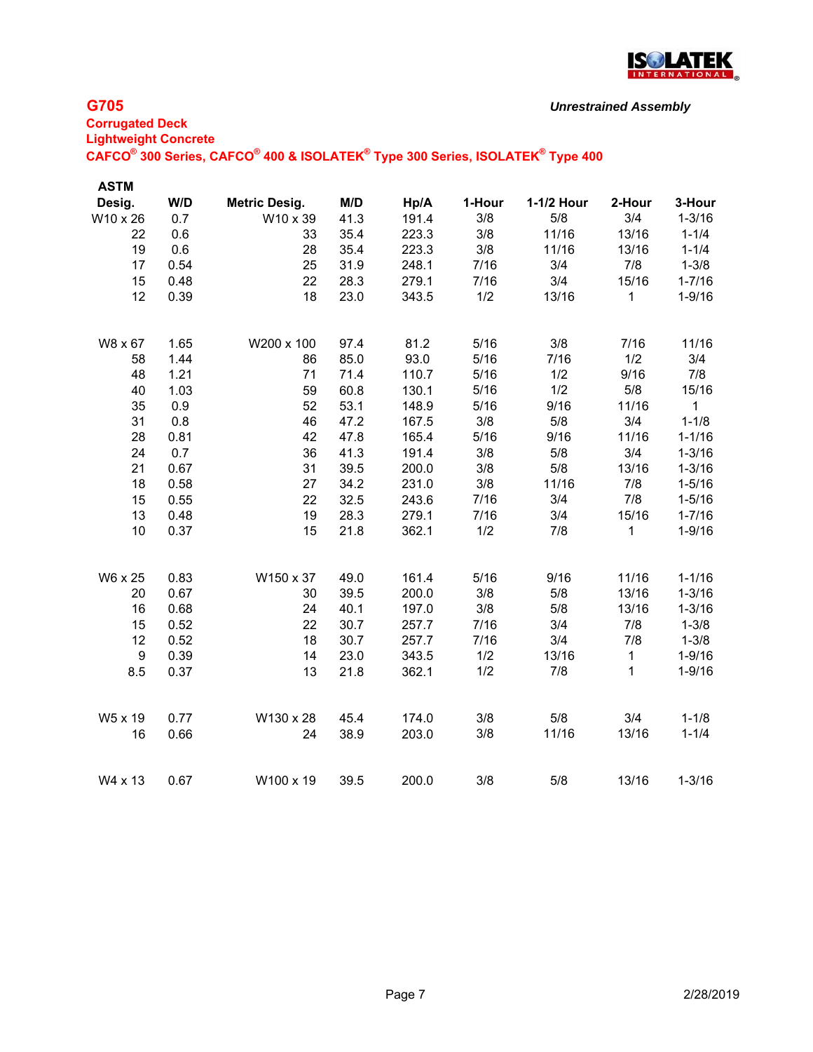## G705

*Unrestrained Assembly*

**Corrugated Deck**
**Lightweight Concrete**
**CAFCO® 300 Series, CAFCO® 400 & ISOLATEK® Type 300 Series, ISOLATEK® Type 400**

| ASTM Desig. | W/D | Metric Desig. | M/D | Hp/A | 1-Hour | 1-1/2 Hour | 2-Hour | 3-Hour |
|---|---|---|---|---|---|---|---|---|
| W10 x 26 | 0.7 | W10 x 39 | 41.3 | 191.4 | 3/8 | 5/8 | 3/4 | 1-3/16 |
| 22 | 0.6 | 33 | 35.4 | 223.3 | 3/8 | 11/16 | 13/16 | 1-1/4 |
| 19 | 0.6 | 28 | 35.4 | 223.3 | 3/8 | 11/16 | 13/16 | 1-1/4 |
| 17 | 0.54 | 25 | 31.9 | 248.1 | 7/16 | 3/4 | 7/8 | 1-3/8 |
| 15 | 0.48 | 22 | 28.3 | 279.1 | 7/16 | 3/4 | 15/16 | 1-7/16 |
| 12 | 0.39 | 18 | 23.0 | 343.5 | 1/2 | 13/16 | 1 | 1-9/16 |
| | | | | | | | | |
| W8 x 67 | 1.65 | W200 x 100 | 97.4 | 81.2 | 5/16 | 3/8 | 7/16 | 11/16 |
| 58 | 1.44 | 86 | 85.0 | 93.0 | 5/16 | 7/16 | 1/2 | 3/4 |
| 48 | 1.21 | 71 | 71.4 | 110.7 | 5/16 | 1/2 | 9/16 | 7/8 |
| 40 | 1.03 | 59 | 60.8 | 130.1 | 5/16 | 1/2 | 5/8 | 15/16 |
| 35 | 0.9 | 52 | 53.1 | 148.9 | 5/16 | 9/16 | 11/16 | 1 |
| 31 | 0.8 | 46 | 47.2 | 167.5 | 3/8 | 5/8 | 3/4 | 1-1/8 |
| 28 | 0.81 | 42 | 47.8 | 165.4 | 5/16 | 9/16 | 11/16 | 1-1/16 |
| 24 | 0.7 | 36 | 41.3 | 191.4 | 3/8 | 5/8 | 3/4 | 1-3/16 |
| 21 | 0.67 | 31 | 39.5 | 200.0 | 3/8 | 5/8 | 13/16 | 1-3/16 |
| 18 | 0.58 | 27 | 34.2 | 231.0 | 3/8 | 11/16 | 7/8 | 1-5/16 |
| 15 | 0.55 | 22 | 32.5 | 243.6 | 7/16 | 3/4 | 7/8 | 1-5/16 |
| 13 | 0.48 | 19 | 28.3 | 279.1 | 7/16 | 3/4 | 15/16 | 1-7/16 |
| 10 | 0.37 | 15 | 21.8 | 362.1 | 1/2 | 7/8 | 1 | 1-9/16 |
| | | | | | | | | |
| W6 x 25 | 0.83 | W150 x 37 | 49.0 | 161.4 | 5/16 | 9/16 | 11/16 | 1-1/16 |
| 20 | 0.67 | 30 | 39.5 | 200.0 | 3/8 | 5/8 | 13/16 | 1-3/16 |
| 16 | 0.68 | 24 | 40.1 | 197.0 | 3/8 | 5/8 | 13/16 | 1-3/16 |
| 15 | 0.52 | 22 | 30.7 | 257.7 | 7/16 | 3/4 | 7/8 | 1-3/8 |
| 12 | 0.52 | 18 | 30.7 | 257.7 | 7/16 | 3/4 | 7/8 | 1-3/8 |
| 9 | 0.39 | 14 | 23.0 | 343.5 | 1/2 | 13/16 | 1 | 1-9/16 |
| 8.5 | 0.37 | 13 | 21.8 | 362.1 | 1/2 | 7/8 | 1 | 1-9/16 |
| | | | | | | | | |
| W5 x 19 | 0.77 | W130 x 28 | 45.4 | 174.0 | 3/8 | 5/8 | 3/4 | 1-1/8 |
| 16 | 0.66 | 24 | 38.9 | 203.0 | 3/8 | 11/16 | 13/16 | 1-1/4 |
| | | | | | | | | |
| W4 x 13 | 0.67 | W100 x 19 | 39.5 | 200.0 | 3/8 | 5/8 | 13/16 | 1-3/16 |

2/28/2019